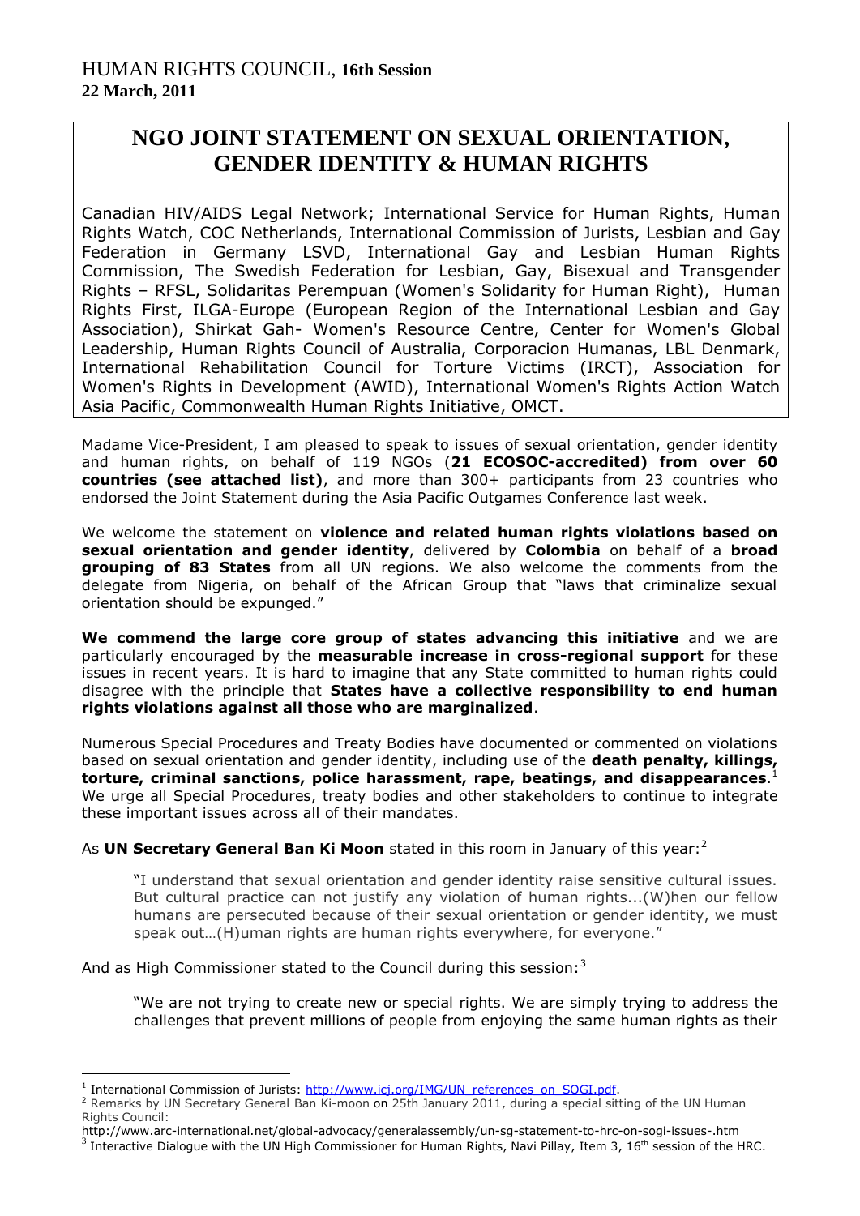HUMAN RIGHTS COUNCIL, **16th Session**
**22 March, 2011**

# NGO JOINT STATEMENT ON SEXUAL ORIENTATION, GENDER IDENTITY & HUMAN RIGHTS

Canadian HIV/AIDS Legal Network; International Service for Human Rights, Human Rights Watch, COC Netherlands, International Commission of Jurists, Lesbian and Gay Federation in Germany LSVD, International Gay and Lesbian Human Rights Commission, The Swedish Federation for Lesbian, Gay, Bisexual and Transgender Rights – RFSL, Solidaritas Perempuan (Women's Solidarity for Human Right), Human Rights First, ILGA-Europe (European Region of the International Lesbian and Gay Association), Shirkat Gah- Women's Resource Centre, Center for Women's Global Leadership, Human Rights Council of Australia, Corporacion Humanas, LBL Denmark, International Rehabilitation Council for Torture Victims (IRCT), Association for Women's Rights in Development (AWID), International Women's Rights Action Watch Asia Pacific, Commonwealth Human Rights Initiative, OMCT.

Madame Vice-President, I am pleased to speak to issues of sexual orientation, gender identity and human rights, on behalf of 119 NGOs (**21 ECOSOC-accredited) from over 60 countries (see attached list)**, and more than 300+ participants from 23 countries who endorsed the Joint Statement during the Asia Pacific Outgames Conference last week.

We welcome the statement on **violence and related human rights violations based on sexual orientation and gender identity**, delivered by **Colombia** on behalf of a **broad grouping of 83 States** from all UN regions. We also welcome the comments from the delegate from Nigeria, on behalf of the African Group that "laws that criminalize sexual orientation should be expunged."

**We commend the large core group of states advancing this initiative** and we are particularly encouraged by the **measurable increase in cross-regional support** for these issues in recent years. It is hard to imagine that any State committed to human rights could disagree with the principle that **States have a collective responsibility to end human rights violations against all those who are marginalized**.

Numerous Special Procedures and Treaty Bodies have documented or commented on violations based on sexual orientation and gender identity, including use of the **death penalty, killings, torture, criminal sanctions, police harassment, rape, beatings, and disappearances**.[1] We urge all Special Procedures, treaty bodies and other stakeholders to continue to integrate these important issues across all of their mandates.

As **UN Secretary General Ban Ki Moon** stated in this room in January of this year:[2]

> "I understand that sexual orientation and gender identity raise sensitive cultural issues. But cultural practice can not justify any violation of human rights...(W)hen our fellow humans are persecuted because of their sexual orientation or gender identity, we must speak out…(H)uman rights are human rights everywhere, for everyone."

And as High Commissioner stated to the Council during this session:[3]

> "We are not trying to create new or special rights. We are simply trying to address the challenges that prevent millions of people from enjoying the same human rights as their

---

[1] International Commission of Jurists: http://www.icj.org/IMG/UN_references_on_SOGI.pdf.

[2] Remarks by UN Secretary General Ban Ki-moon on 25th January 2011, during a special sitting of the UN Human Rights Council:
http://www.arc-international.net/global-advocacy/generalassembly/un-sg-statement-to-hrc-on-sogi-issues-.htm

[3] Interactive Dialogue with the UN High Commissioner for Human Rights, Navi Pillay, Item 3, 16th session of the HRC.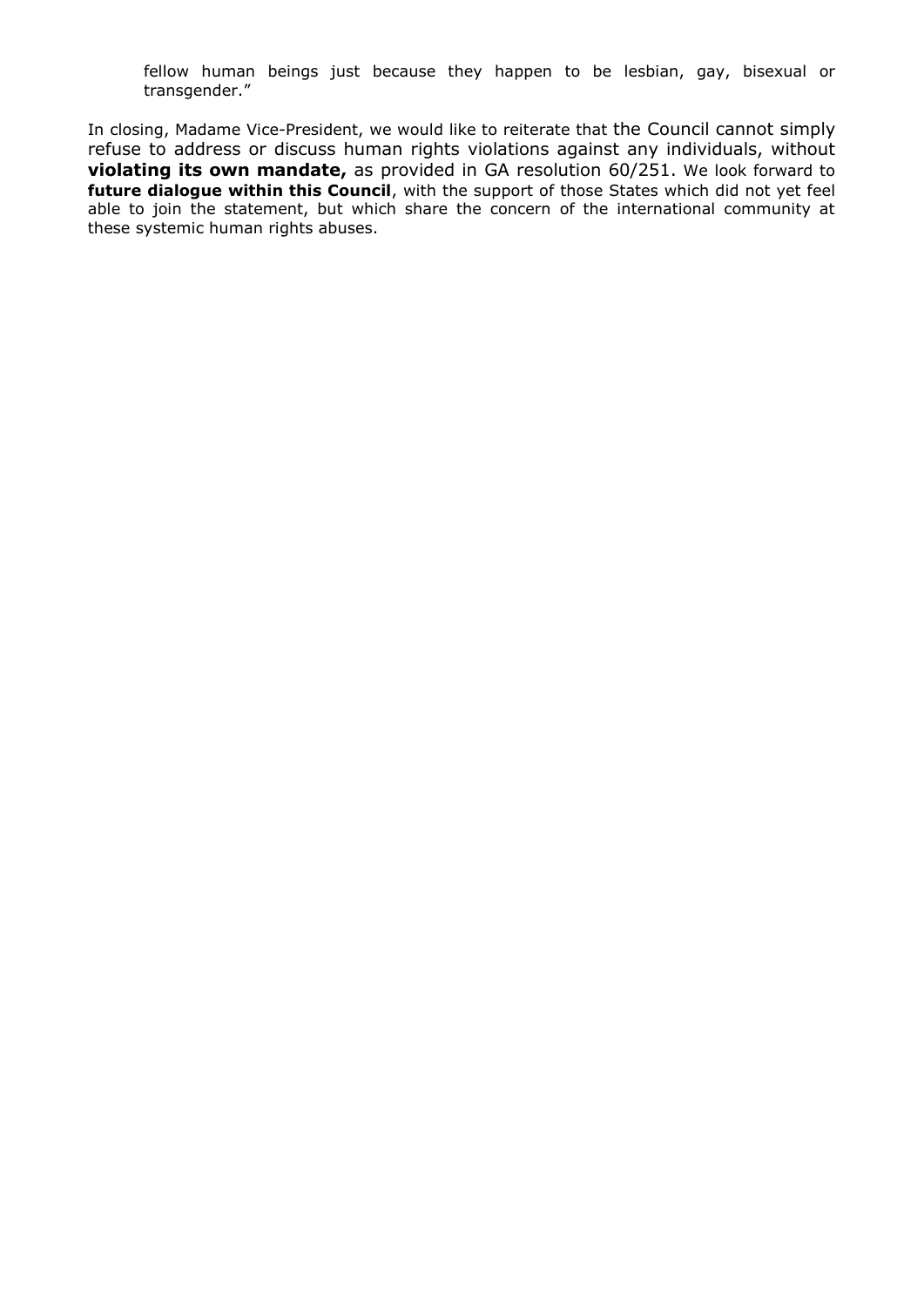fellow human beings just because they happen to be lesbian, gay, bisexual or transgender."

In closing, Madame Vice-President, we would like to reiterate that the Council cannot simply refuse to address or discuss human rights violations against any individuals, without **violating its own mandate,** as provided in GA resolution 60/251. We look forward to **future dialogue within this Council**, with the support of those States which did not yet feel able to join the statement, but which share the concern of the international community at these systemic human rights abuses.